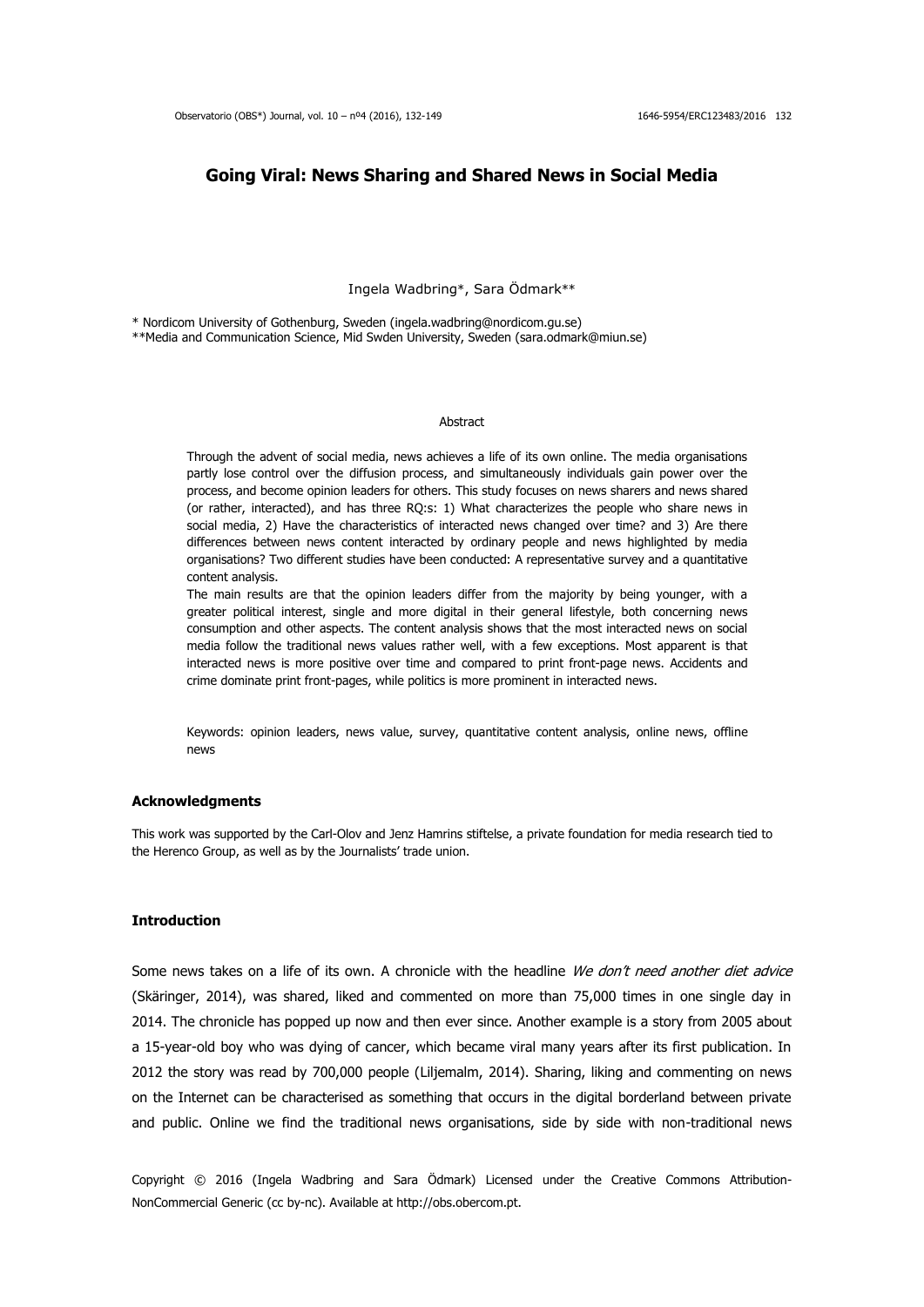# Going Viral: News Sharing and Shared News in Social Media

Ingela Wadbring*, Sara Ödmark**

* Nordicom University of Gothenburg, Sweden (ingela.wadbring@nordicom.gu.se)
**Media and Communication Science, Mid Swden University, Sweden (sara.odmark@miun.se)

## Abstract

Through the advent of social media, news achieves a life of its own online. The media organisations partly lose control over the diffusion process, and simultaneously individuals gain power over the process, and become opinion leaders for others. This study focuses on news sharers and news shared (or rather, interacted), and has three RQ:s: 1) What characterizes the people who share news in social media, 2) Have the characteristics of interacted news changed over time? and 3) Are there differences between news content interacted by ordinary people and news highlighted by media organisations? Two different studies have been conducted: A representative survey and a quantitative content analysis.

The main results are that the opinion leaders differ from the majority by being younger, with a greater political interest, single and more digital in their general lifestyle, both concerning news consumption and other aspects. The content analysis shows that the most interacted news on social media follow the traditional news values rather well, with a few exceptions. Most apparent is that interacted news is more positive over time and compared to print front-page news. Accidents and crime dominate print front-pages, while politics is more prominent in interacted news.

Keywords: opinion leaders, news value, survey, quantitative content analysis, online news, offline news

### Acknowledgments

This work was supported by the Carl-Olov and Jenz Hamrins stiftelse, a private foundation for media research tied to the Herenco Group, as well as by the Journalists' trade union.

### Introduction

Some news takes on a life of its own. A chronicle with the headline *We don't need another diet advice* (Skäringer, 2014), was shared, liked and commented on more than 75,000 times in one single day in 2014. The chronicle has popped up now and then ever since. Another example is a story from 2005 about a 15-year-old boy who was dying of cancer, which became viral many years after its first publication. In 2012 the story was read by 700,000 people (Liljemalm, 2014). Sharing, liking and commenting on news on the Internet can be characterised as something that occurs in the digital borderland between private and public. Online we find the traditional news organisations, side by side with non-traditional news

Copyright © 2016 (Ingela Wadbring and Sara Ödmark) Licensed under the Creative Commons Attribution-NonCommercial Generic (cc by-nc). Available at http://obs.obercom.pt.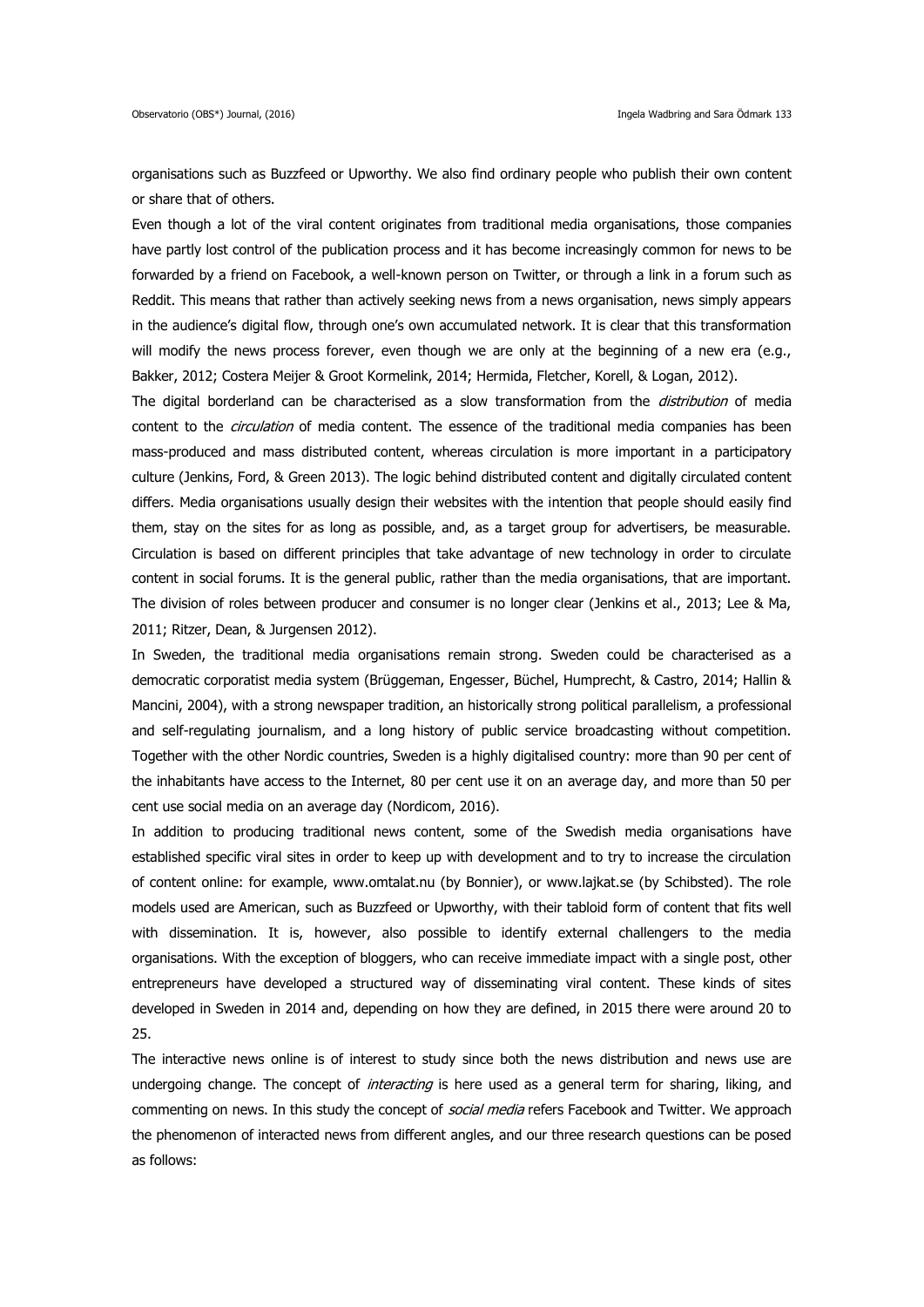organisations such as Buzzfeed or Upworthy. We also find ordinary people who publish their own content or share that of others.

Even though a lot of the viral content originates from traditional media organisations, those companies have partly lost control of the publication process and it has become increasingly common for news to be forwarded by a friend on Facebook, a well-known person on Twitter, or through a link in a forum such as Reddit. This means that rather than actively seeking news from a news organisation, news simply appears in the audience's digital flow, through one's own accumulated network. It is clear that this transformation will modify the news process forever, even though we are only at the beginning of a new era (e.g., Bakker, 2012; Costera Meijer & Groot Kormelink, 2014; Hermida, Fletcher, Korell, & Logan, 2012).

The digital borderland can be characterised as a slow transformation from the *distribution* of media content to the *circulation* of media content. The essence of the traditional media companies has been mass-produced and mass distributed content, whereas circulation is more important in a participatory culture (Jenkins, Ford, & Green 2013). The logic behind distributed content and digitally circulated content differs. Media organisations usually design their websites with the intention that people should easily find them, stay on the sites for as long as possible, and, as a target group for advertisers, be measurable. Circulation is based on different principles that take advantage of new technology in order to circulate content in social forums. It is the general public, rather than the media organisations, that are important. The division of roles between producer and consumer is no longer clear (Jenkins et al., 2013; Lee & Ma, 2011; Ritzer, Dean, & Jurgensen 2012).

In Sweden, the traditional media organisations remain strong. Sweden could be characterised as a democratic corporatist media system (Brüggeman, Engesser, Büchel, Humprecht, & Castro, 2014; Hallin & Mancini, 2004), with a strong newspaper tradition, an historically strong political parallelism, a professional and self-regulating journalism, and a long history of public service broadcasting without competition. Together with the other Nordic countries, Sweden is a highly digitalised country: more than 90 per cent of the inhabitants have access to the Internet, 80 per cent use it on an average day, and more than 50 per cent use social media on an average day (Nordicom, 2016).

In addition to producing traditional news content, some of the Swedish media organisations have established specific viral sites in order to keep up with development and to try to increase the circulation of content online: for example, www.omtalat.nu (by Bonnier), or www.lajkat.se (by Schibsted). The role models used are American, such as Buzzfeed or Upworthy, with their tabloid form of content that fits well with dissemination. It is, however, also possible to identify external challengers to the media organisations. With the exception of bloggers, who can receive immediate impact with a single post, other entrepreneurs have developed a structured way of disseminating viral content. These kinds of sites developed in Sweden in 2014 and, depending on how they are defined, in 2015 there were around 20 to 25.

The interactive news online is of interest to study since both the news distribution and news use are undergoing change. The concept of *interacting* is here used as a general term for sharing, liking, and commenting on news. In this study the concept of *social media* refers Facebook and Twitter. We approach the phenomenon of interacted news from different angles, and our three research questions can be posed as follows: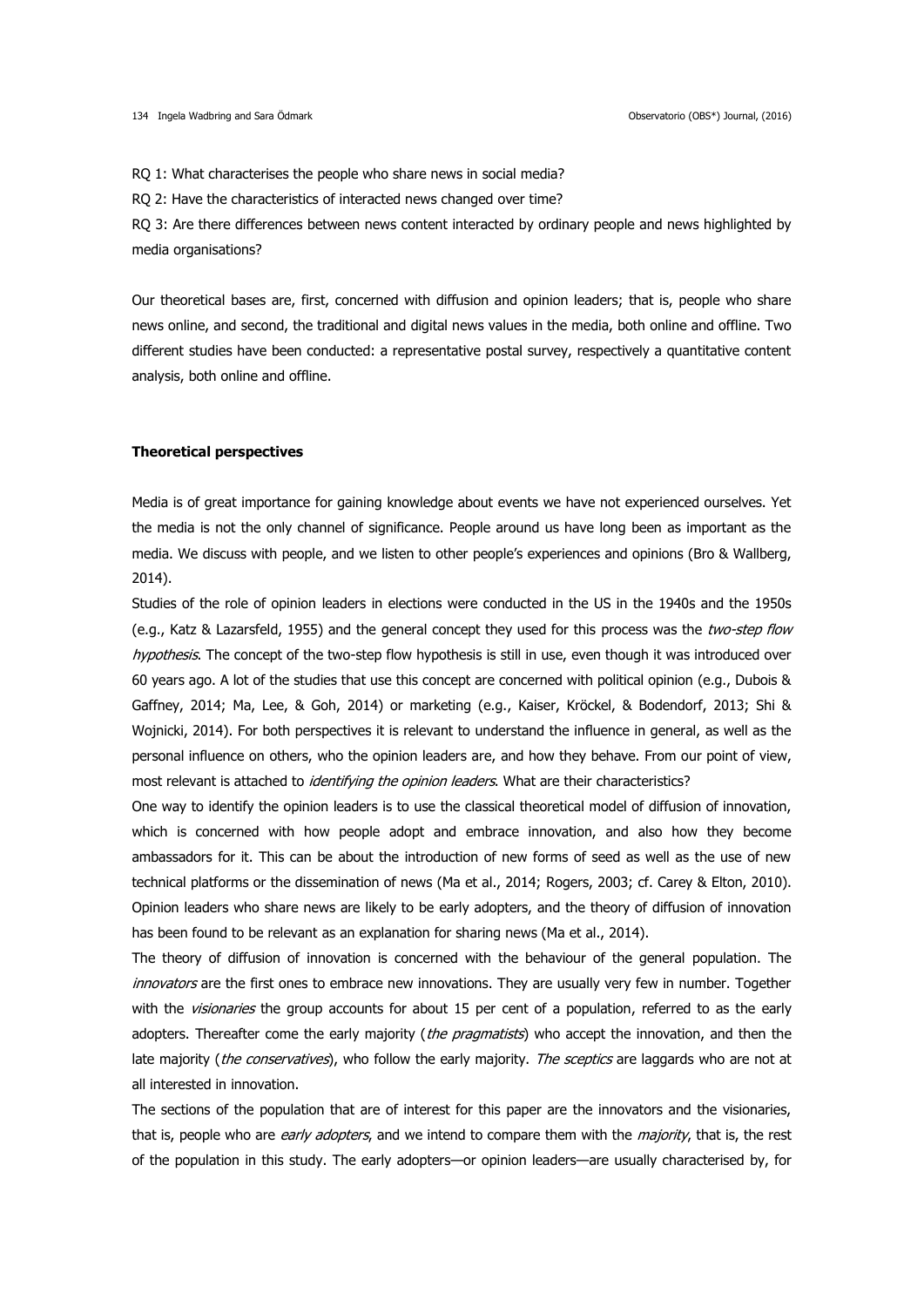RQ 1: What characterises the people who share news in social media?

RQ 2: Have the characteristics of interacted news changed over time?

RQ 3: Are there differences between news content interacted by ordinary people and news highlighted by media organisations?

Our theoretical bases are, first, concerned with diffusion and opinion leaders; that is, people who share news online, and second, the traditional and digital news values in the media, both online and offline. Two different studies have been conducted: a representative postal survey, respectively a quantitative content analysis, both online and offline.

## Theoretical perspectives

Media is of great importance for gaining knowledge about events we have not experienced ourselves. Yet the media is not the only channel of significance. People around us have long been as important as the media. We discuss with people, and we listen to other people's experiences and opinions (Bro & Wallberg, 2014).

Studies of the role of opinion leaders in elections were conducted in the US in the 1940s and the 1950s (e.g., Katz & Lazarsfeld, 1955) and the general concept they used for this process was the *two-step flow hypothesis*. The concept of the two-step flow hypothesis is still in use, even though it was introduced over 60 years ago. A lot of the studies that use this concept are concerned with political opinion (e.g., Dubois & Gaffney, 2014; Ma, Lee, & Goh, 2014) or marketing (e.g., Kaiser, Kröckel, & Bodendorf, 2013; Shi & Wojnicki, 2014). For both perspectives it is relevant to understand the influence in general, as well as the personal influence on others, who the opinion leaders are, and how they behave. From our point of view, most relevant is attached to *identifying the opinion leaders*. What are their characteristics?

One way to identify the opinion leaders is to use the classical theoretical model of diffusion of innovation, which is concerned with how people adopt and embrace innovation, and also how they become ambassadors for it. This can be about the introduction of new forms of seed as well as the use of new technical platforms or the dissemination of news (Ma et al., 2014; Rogers, 2003; cf. Carey & Elton, 2010). Opinion leaders who share news are likely to be early adopters, and the theory of diffusion of innovation has been found to be relevant as an explanation for sharing news (Ma et al., 2014).

The theory of diffusion of innovation is concerned with the behaviour of the general population. The *innovators* are the first ones to embrace new innovations. They are usually very few in number. Together with the *visionaries* the group accounts for about 15 per cent of a population, referred to as the early adopters. Thereafter come the early majority (*the pragmatists*) who accept the innovation, and then the late majority (*the conservatives*), who follow the early majority. *The sceptics* are laggards who are not at all interested in innovation.

The sections of the population that are of interest for this paper are the innovators and the visionaries, that is, people who are *early adopters*, and we intend to compare them with the *majority*, that is, the rest of the population in this study. The early adopters—or opinion leaders—are usually characterised by, for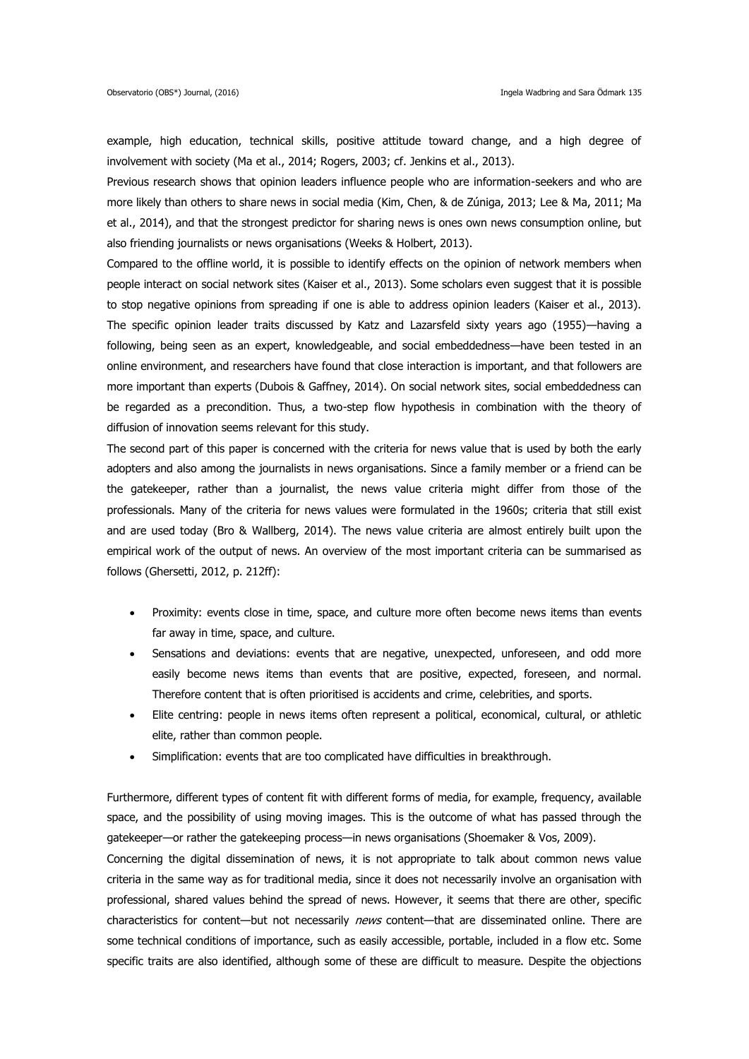example, high education, technical skills, positive attitude toward change, and a high degree of involvement with society (Ma et al., 2014; Rogers, 2003; cf. Jenkins et al., 2013).

Previous research shows that opinion leaders influence people who are information-seekers and who are more likely than others to share news in social media (Kim, Chen, & de Zúniga, 2013; Lee & Ma, 2011; Ma et al., 2014), and that the strongest predictor for sharing news is ones own news consumption online, but also friending journalists or news organisations (Weeks & Holbert, 2013).

Compared to the offline world, it is possible to identify effects on the opinion of network members when people interact on social network sites (Kaiser et al., 2013). Some scholars even suggest that it is possible to stop negative opinions from spreading if one is able to address opinion leaders (Kaiser et al., 2013). The specific opinion leader traits discussed by Katz and Lazarsfeld sixty years ago (1955)—having a following, being seen as an expert, knowledgeable, and social embeddedness—have been tested in an online environment, and researchers have found that close interaction is important, and that followers are more important than experts (Dubois & Gaffney, 2014). On social network sites, social embeddedness can be regarded as a precondition. Thus, a two-step flow hypothesis in combination with the theory of diffusion of innovation seems relevant for this study.

The second part of this paper is concerned with the criteria for news value that is used by both the early adopters and also among the journalists in news organisations. Since a family member or a friend can be the gatekeeper, rather than a journalist, the news value criteria might differ from those of the professionals. Many of the criteria for news values were formulated in the 1960s; criteria that still exist and are used today (Bro & Wallberg, 2014). The news value criteria are almost entirely built upon the empirical work of the output of news. An overview of the most important criteria can be summarised as follows (Ghersetti, 2012, p. 212ff):

- Proximity: events close in time, space, and culture more often become news items than events far away in time, space, and culture.
- Sensations and deviations: events that are negative, unexpected, unforeseen, and odd more easily become news items than events that are positive, expected, foreseen, and normal. Therefore content that is often prioritised is accidents and crime, celebrities, and sports.
- Elite centring: people in news items often represent a political, economical, cultural, or athletic elite, rather than common people.
- Simplification: events that are too complicated have difficulties in breakthrough.

Furthermore, different types of content fit with different forms of media, for example, frequency, available space, and the possibility of using moving images. This is the outcome of what has passed through the gatekeeper—or rather the gatekeeping process—in news organisations (Shoemaker & Vos, 2009).

Concerning the digital dissemination of news, it is not appropriate to talk about common news value criteria in the same way as for traditional media, since it does not necessarily involve an organisation with professional, shared values behind the spread of news. However, it seems that there are other, specific characteristics for content—but not necessarily *news* content—that are disseminated online. There are some technical conditions of importance, such as easily accessible, portable, included in a flow etc. Some specific traits are also identified, although some of these are difficult to measure. Despite the objections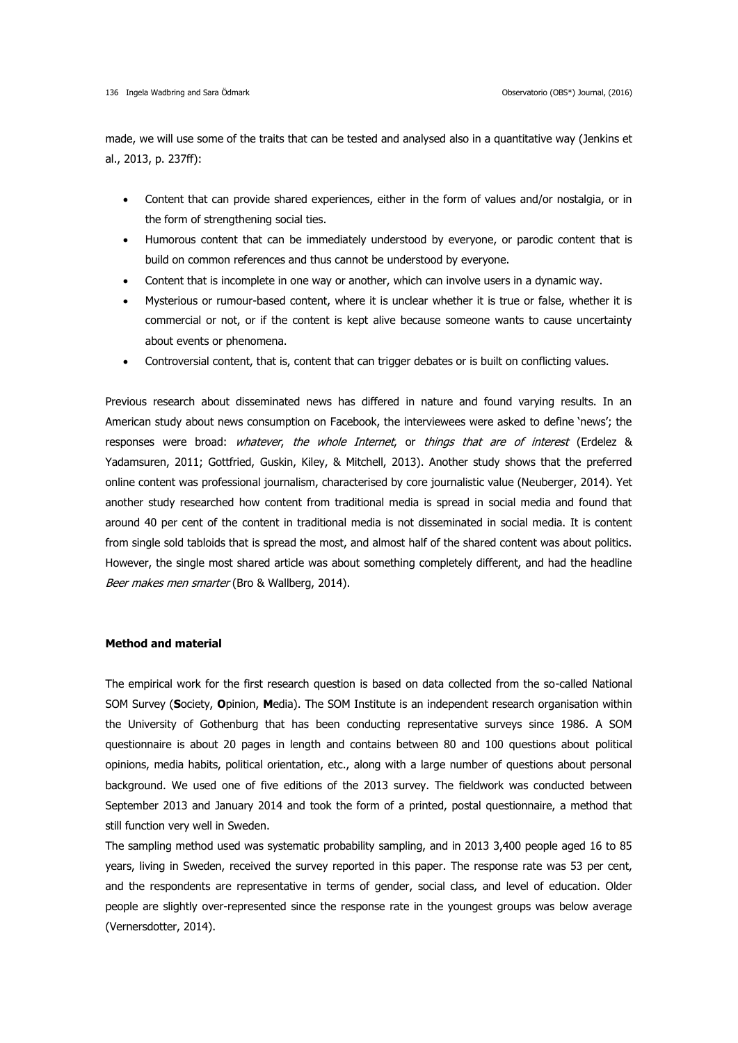made, we will use some of the traits that can be tested and analysed also in a quantitative way (Jenkins et al., 2013, p. 237ff):

- Content that can provide shared experiences, either in the form of values and/or nostalgia, or in the form of strengthening social ties.
- Humorous content that can be immediately understood by everyone, or parodic content that is build on common references and thus cannot be understood by everyone.
- Content that is incomplete in one way or another, which can involve users in a dynamic way.
- Mysterious or rumour-based content, where it is unclear whether it is true or false, whether it is commercial or not, or if the content is kept alive because someone wants to cause uncertainty about events or phenomena.
- Controversial content, that is, content that can trigger debates or is built on conflicting values.

Previous research about disseminated news has differed in nature and found varying results. In an American study about news consumption on Facebook, the interviewees were asked to define 'news'; the responses were broad: *whatever*, *the whole Internet*, or *things that are of interest* (Erdelez & Yadamsuren, 2011; Gottfried, Guskin, Kiley, & Mitchell, 2013). Another study shows that the preferred online content was professional journalism, characterised by core journalistic value (Neuberger, 2014). Yet another study researched how content from traditional media is spread in social media and found that around 40 per cent of the content in traditional media is not disseminated in social media. It is content from single sold tabloids that is spread the most, and almost half of the shared content was about politics. However, the single most shared article was about something completely different, and had the headline *Beer makes men smarter* (Bro & Wallberg, 2014).

**Method and material**

The empirical work for the first research question is based on data collected from the so-called National SOM Survey (**S**ociety, **O**pinion, **M**edia). The SOM Institute is an independent research organisation within the University of Gothenburg that has been conducting representative surveys since 1986. A SOM questionnaire is about 20 pages in length and contains between 80 and 100 questions about political opinions, media habits, political orientation, etc., along with a large number of questions about personal background. We used one of five editions of the 2013 survey. The fieldwork was conducted between September 2013 and January 2014 and took the form of a printed, postal questionnaire, a method that still function very well in Sweden.

The sampling method used was systematic probability sampling, and in 2013 3,400 people aged 16 to 85 years, living in Sweden, received the survey reported in this paper. The response rate was 53 per cent, and the respondents are representative in terms of gender, social class, and level of education. Older people are slightly over-represented since the response rate in the youngest groups was below average (Vernersdotter, 2014).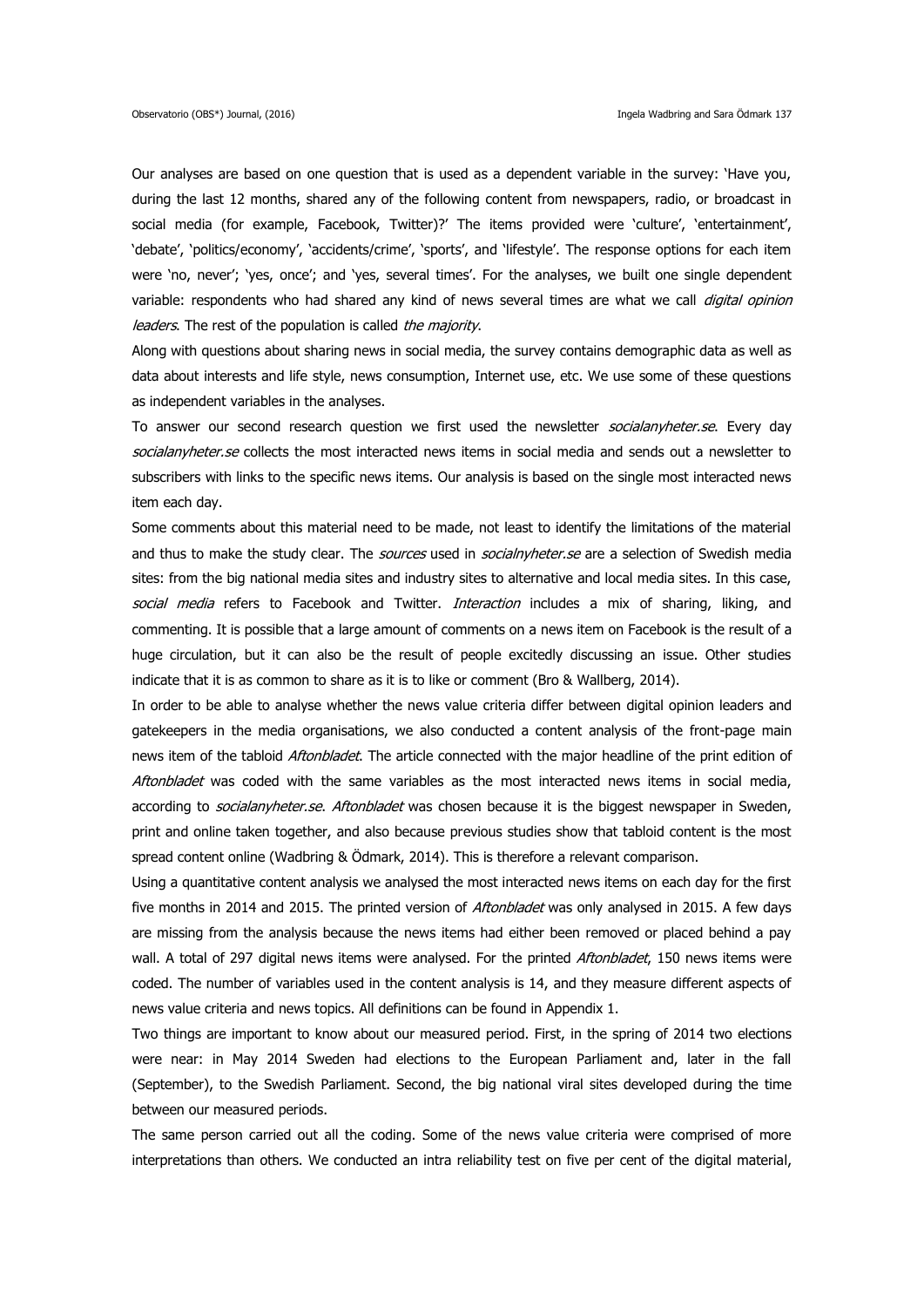Our analyses are based on one question that is used as a dependent variable in the survey: 'Have you, during the last 12 months, shared any of the following content from newspapers, radio, or broadcast in social media (for example, Facebook, Twitter)?' The items provided were 'culture', 'entertainment', 'debate', 'politics/economy', 'accidents/crime', 'sports', and 'lifestyle'. The response options for each item were 'no, never'; 'yes, once'; and 'yes, several times'. For the analyses, we built one single dependent variable: respondents who had shared any kind of news several times are what we call *digital opinion leaders*. The rest of the population is called *the majority*.

Along with questions about sharing news in social media, the survey contains demographic data as well as data about interests and life style, news consumption, Internet use, etc. We use some of these questions as independent variables in the analyses.

To answer our second research question we first used the newsletter *socialanyheter.se*. Every day *socialanyheter.se* collects the most interacted news items in social media and sends out a newsletter to subscribers with links to the specific news items. Our analysis is based on the single most interacted news item each day.

Some comments about this material need to be made, not least to identify the limitations of the material and thus to make the study clear. The *sources* used in *socialnyheter.se* are a selection of Swedish media sites: from the big national media sites and industry sites to alternative and local media sites. In this case, *social media* refers to Facebook and Twitter. *Interaction* includes a mix of sharing, liking, and commenting. It is possible that a large amount of comments on a news item on Facebook is the result of a huge circulation, but it can also be the result of people excitedly discussing an issue. Other studies indicate that it is as common to share as it is to like or comment (Bro & Wallberg, 2014).

In order to be able to analyse whether the news value criteria differ between digital opinion leaders and gatekeepers in the media organisations, we also conducted a content analysis of the front-page main news item of the tabloid *Aftonbladet*. The article connected with the major headline of the print edition of *Aftonbladet* was coded with the same variables as the most interacted news items in social media, according to *socialanyheter.se*. *Aftonbladet* was chosen because it is the biggest newspaper in Sweden, print and online taken together, and also because previous studies show that tabloid content is the most spread content online (Wadbring & Ödmark, 2014). This is therefore a relevant comparison.

Using a quantitative content analysis we analysed the most interacted news items on each day for the first five months in 2014 and 2015. The printed version of *Aftonbladet* was only analysed in 2015. A few days are missing from the analysis because the news items had either been removed or placed behind a pay wall. A total of 297 digital news items were analysed. For the printed *Aftonbladet*, 150 news items were coded. The number of variables used in the content analysis is 14, and they measure different aspects of news value criteria and news topics. All definitions can be found in Appendix 1.

Two things are important to know about our measured period. First, in the spring of 2014 two elections were near: in May 2014 Sweden had elections to the European Parliament and, later in the fall (September), to the Swedish Parliament. Second, the big national viral sites developed during the time between our measured periods.

The same person carried out all the coding. Some of the news value criteria were comprised of more interpretations than others. We conducted an intra reliability test on five per cent of the digital material,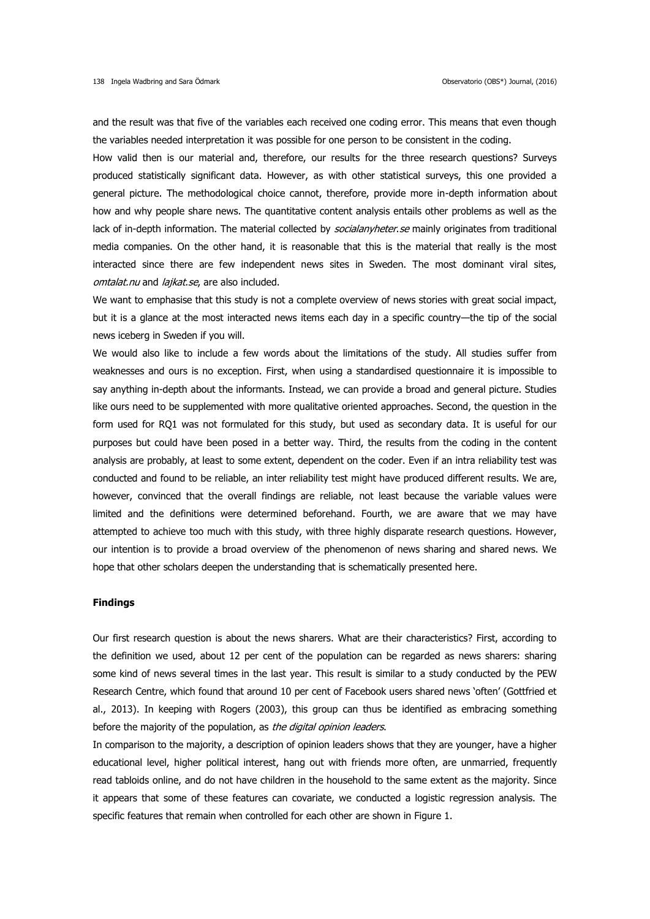and the result was that five of the variables each received one coding error. This means that even though the variables needed interpretation it was possible for one person to be consistent in the coding.

How valid then is our material and, therefore, our results for the three research questions? Surveys produced statistically significant data. However, as with other statistical surveys, this one provided a general picture. The methodological choice cannot, therefore, provide more in-depth information about how and why people share news. The quantitative content analysis entails other problems as well as the lack of in-depth information. The material collected by *socialanyheter.se* mainly originates from traditional media companies. On the other hand, it is reasonable that this is the material that really is the most interacted since there are few independent news sites in Sweden. The most dominant viral sites, *omtalat.nu* and *lajkat.se*, are also included.

We want to emphasise that this study is not a complete overview of news stories with great social impact, but it is a glance at the most interacted news items each day in a specific country—the tip of the social news iceberg in Sweden if you will.

We would also like to include a few words about the limitations of the study. All studies suffer from weaknesses and ours is no exception. First, when using a standardised questionnaire it is impossible to say anything in-depth about the informants. Instead, we can provide a broad and general picture. Studies like ours need to be supplemented with more qualitative oriented approaches. Second, the question in the form used for RQ1 was not formulated for this study, but used as secondary data. It is useful for our purposes but could have been posed in a better way. Third, the results from the coding in the content analysis are probably, at least to some extent, dependent on the coder. Even if an intra reliability test was conducted and found to be reliable, an inter reliability test might have produced different results. We are, however, convinced that the overall findings are reliable, not least because the variable values were limited and the definitions were determined beforehand. Fourth, we are aware that we may have attempted to achieve too much with this study, with three highly disparate research questions. However, our intention is to provide a broad overview of the phenomenon of news sharing and shared news. We hope that other scholars deepen the understanding that is schematically presented here.

**Findings**

Our first research question is about the news sharers. What are their characteristics? First, according to the definition we used, about 12 per cent of the population can be regarded as news sharers: sharing some kind of news several times in the last year. This result is similar to a study conducted by the PEW Research Centre, which found that around 10 per cent of Facebook users shared news 'often' (Gottfried et al., 2013). In keeping with Rogers (2003), this group can thus be identified as embracing something before the majority of the population, as *the digital opinion leaders*.

In comparison to the majority, a description of opinion leaders shows that they are younger, have a higher educational level, higher political interest, hang out with friends more often, are unmarried, frequently read tabloids online, and do not have children in the household to the same extent as the majority. Since it appears that some of these features can covariate, we conducted a logistic regression analysis. The specific features that remain when controlled for each other are shown in Figure 1.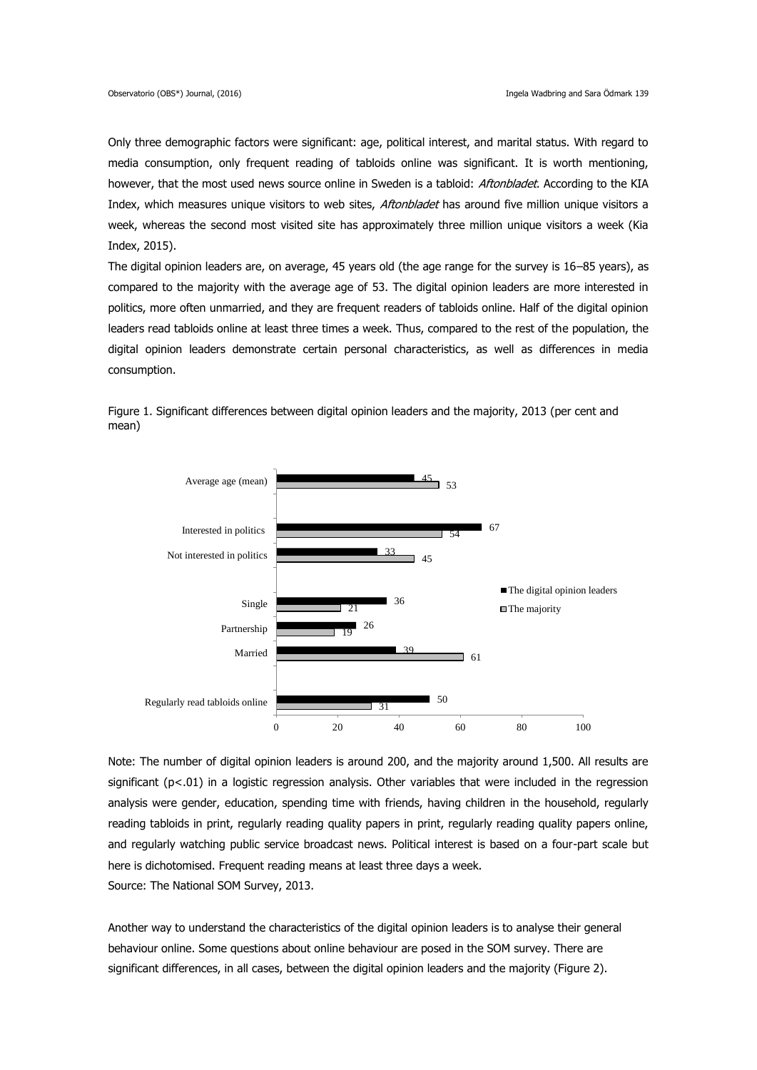Only three demographic factors were significant: age, political interest, and marital status. With regard to media consumption, only frequent reading of tabloids online was significant. It is worth mentioning, however, that the most used news source online in Sweden is a tabloid: *Aftonbladet*. According to the KIA Index, which measures unique visitors to web sites, *Aftonbladet* has around five million unique visitors a week, whereas the second most visited site has approximately three million unique visitors a week (Kia Index, 2015).

The digital opinion leaders are, on average, 45 years old (the age range for the survey is 16–85 years), as compared to the majority with the average age of 53. The digital opinion leaders are more interested in politics, more often unmarried, and they are frequent readers of tabloids online. Half of the digital opinion leaders read tabloids online at least three times a week. Thus, compared to the rest of the population, the digital opinion leaders demonstrate certain personal characteristics, as well as differences in media consumption.

Figure 1. Significant differences between digital opinion leaders and the majority, 2013 (per cent and mean)

| | The digital opinion leaders | The majority |
|---|---|---|
| Average age (mean) | 45 | 53 |
| Interested in politics | 67 | 54 |
| Not interested in politics | 33 | 45 |
| Single | 36 | 21 |
| Partnership | 26 | 19 |
| Married | 39 | 61 |
| Regularly read tabloids online | 50 | 31 |

Note: The number of digital opinion leaders is around 200, and the majority around 1,500. All results are significant ($p<.01$) in a logistic regression analysis. Other variables that were included in the regression analysis were gender, education, spending time with friends, having children in the household, regularly reading tabloids in print, regularly reading quality papers in print, regularly reading quality papers online, and regularly watching public service broadcast news. Political interest is based on a four-part scale but here is dichotomised. Frequent reading means at least three days a week.

Source: The National SOM Survey, 2013.

Another way to understand the characteristics of the digital opinion leaders is to analyse their general behaviour online. Some questions about online behaviour are posed in the SOM survey. There are significant differences, in all cases, between the digital opinion leaders and the majority (Figure 2).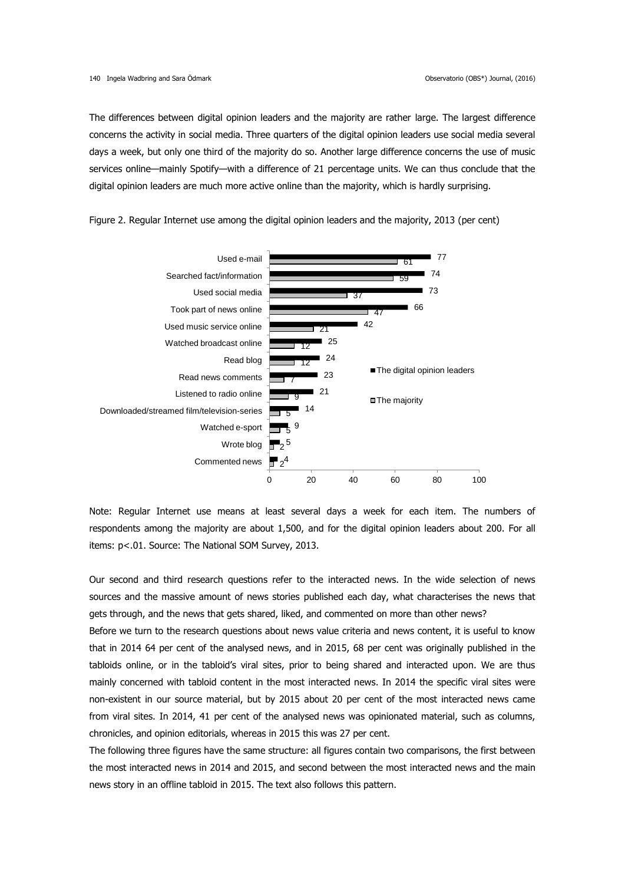The differences between digital opinion leaders and the majority are rather large. The largest difference concerns the activity in social media. Three quarters of the digital opinion leaders use social media several days a week, but only one third of the majority do so. Another large difference concerns the use of music services online—mainly Spotify—with a difference of 21 percentage units. We can thus conclude that the digital opinion leaders are much more active online than the majority, which is hardly surprising.

Figure 2. Regular Internet use among the digital opinion leaders and the majority, 2013 (per cent)

| | The digital opinion leaders | The majority |
|---|---|---|
| Used e-mail | 77 | 61 |
| Searched fact/information | 74 | 59 |
| Used social media | 73 | 37 |
| Took part of news online | 66 | 47 |
| Used music service online | 42 | 21 |
| Watched broadcast online | 25 | 12 |
| Read blog | 24 | 12 |
| Read news comments | 23 | 7 |
| Listened to radio online | 21 | 9 |
| Downloaded/streamed film/television-series | 14 | 5 |
| Watched e-sport | 9 | 5 |
| Wrote blog | 5 | 2 |
| Commented news | 4 | 2 |

Note: Regular Internet use means at least several days a week for each item. The numbers of respondents among the majority are about 1,500, and for the digital opinion leaders about 200. For all items: $p<.01$. Source: The National SOM Survey, 2013.

Our second and third research questions refer to the interacted news. In the wide selection of news sources and the massive amount of news stories published each day, what characterises the news that gets through, and the news that gets shared, liked, and commented on more than other news?

Before we turn to the research questions about news value criteria and news content, it is useful to know that in 2014 64 per cent of the analysed news, and in 2015, 68 per cent was originally published in the tabloids online, or in the tabloid's viral sites, prior to being shared and interacted upon. We are thus mainly concerned with tabloid content in the most interacted news. In 2014 the specific viral sites were non-existent in our source material, but by 2015 about 20 per cent of the most interacted news came from viral sites. In 2014, 41 per cent of the analysed news was opinionated material, such as columns, chronicles, and opinion editorials, whereas in 2015 this was 27 per cent.

The following three figures have the same structure: all figures contain two comparisons, the first between the most interacted news in 2014 and 2015, and second between the most interacted news and the main news story in an offline tabloid in 2015. The text also follows this pattern.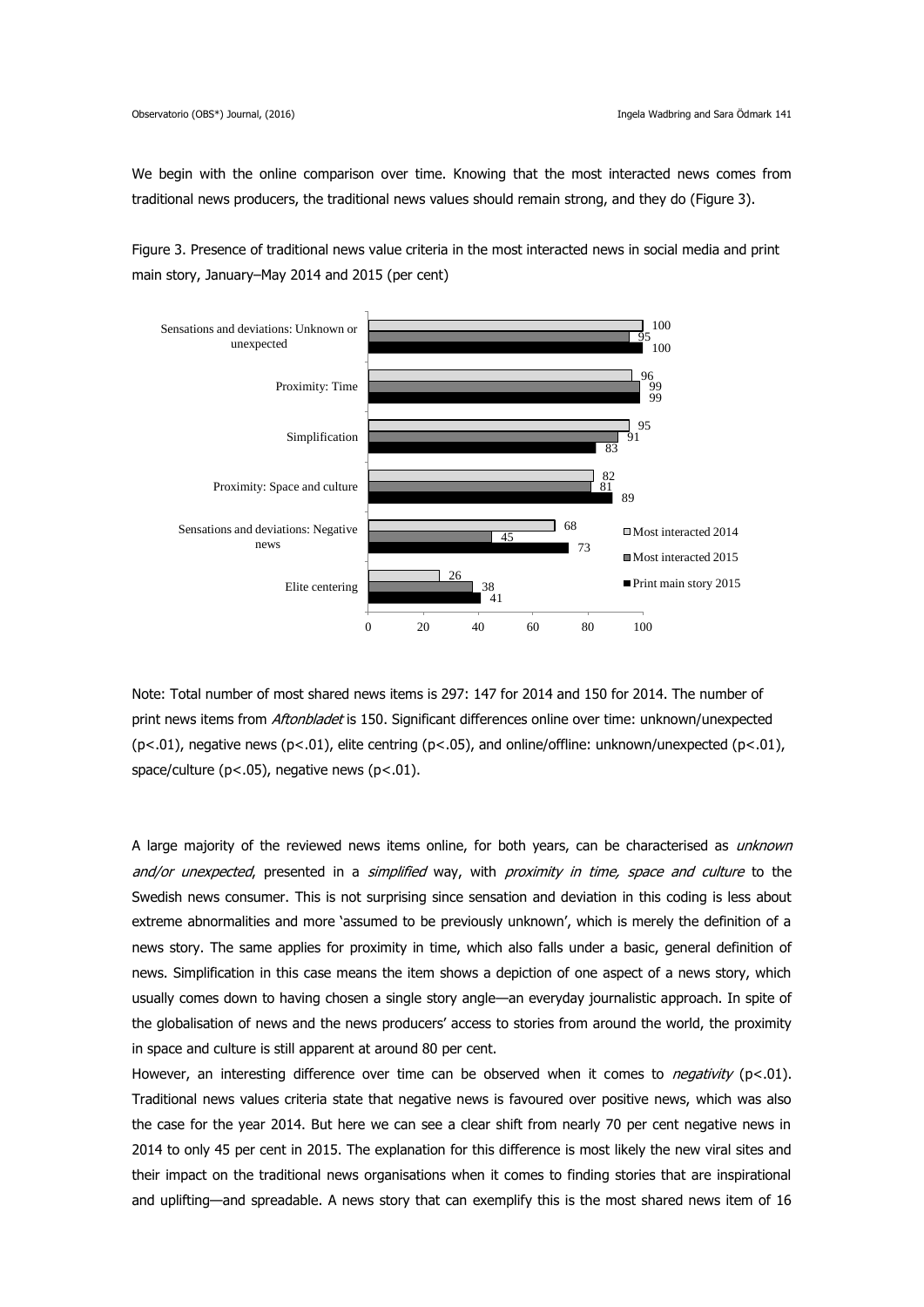We begin with the online comparison over time. Knowing that the most interacted news comes from traditional news producers, the traditional news values should remain strong, and they do (Figure 3).

Figure 3. Presence of traditional news value criteria in the most interacted news in social media and print main story, January–May 2014 and 2015 (per cent)

| | Most interacted 2014 | Most interacted 2015 | Print main story 2015 |
| --- | --- | --- | --- |
| Sensations and deviations: Unknown or unexpected | 100 | 95 | 100 |
| Proximity: Time | 96 | 99 | 99 |
| Simplification | 95 | 91 | 83 |
| Proximity: Space and culture | 82 | 81 | 89 |
| Sensations and deviations: Negative news | 68 | 45 | 73 |
| Elite centering | 26 | 38 | 41 |

Note: Total number of most shared news items is 297: 147 for 2014 and 150 for 2014. The number of print news items from *Aftonbladet* is 150. Significant differences online over time: unknown/unexpected ($p<.01$), negative news ($p<.01$), elite centring ($p<.05$), and online/offline: unknown/unexpected ($p<.01$), space/culture ($p<.05$), negative news ($p<.01$).

A large majority of the reviewed news items online, for both years, can be characterised as *unknown and/or unexpected*, presented in a *simplified* way, with *proximity in time, space and culture* to the Swedish news consumer. This is not surprising since sensation and deviation in this coding is less about extreme abnormalities and more 'assumed to be previously unknown', which is merely the definition of a news story. The same applies for proximity in time, which also falls under a basic, general definition of news. Simplification in this case means the item shows a depiction of one aspect of a news story, which usually comes down to having chosen a single story angle—an everyday journalistic approach. In spite of the globalisation of news and the news producers' access to stories from around the world, the proximity in space and culture is still apparent at around 80 per cent.

However, an interesting difference over time can be observed when it comes to *negativity* ($p<.01$). Traditional news values criteria state that negative news is favoured over positive news, which was also the case for the year 2014. But here we can see a clear shift from nearly 70 per cent negative news in 2014 to only 45 per cent in 2015. The explanation for this difference is most likely the new viral sites and their impact on the traditional news organisations when it comes to finding stories that are inspirational and uplifting—and spreadable. A news story that can exemplify this is the most shared news item of 16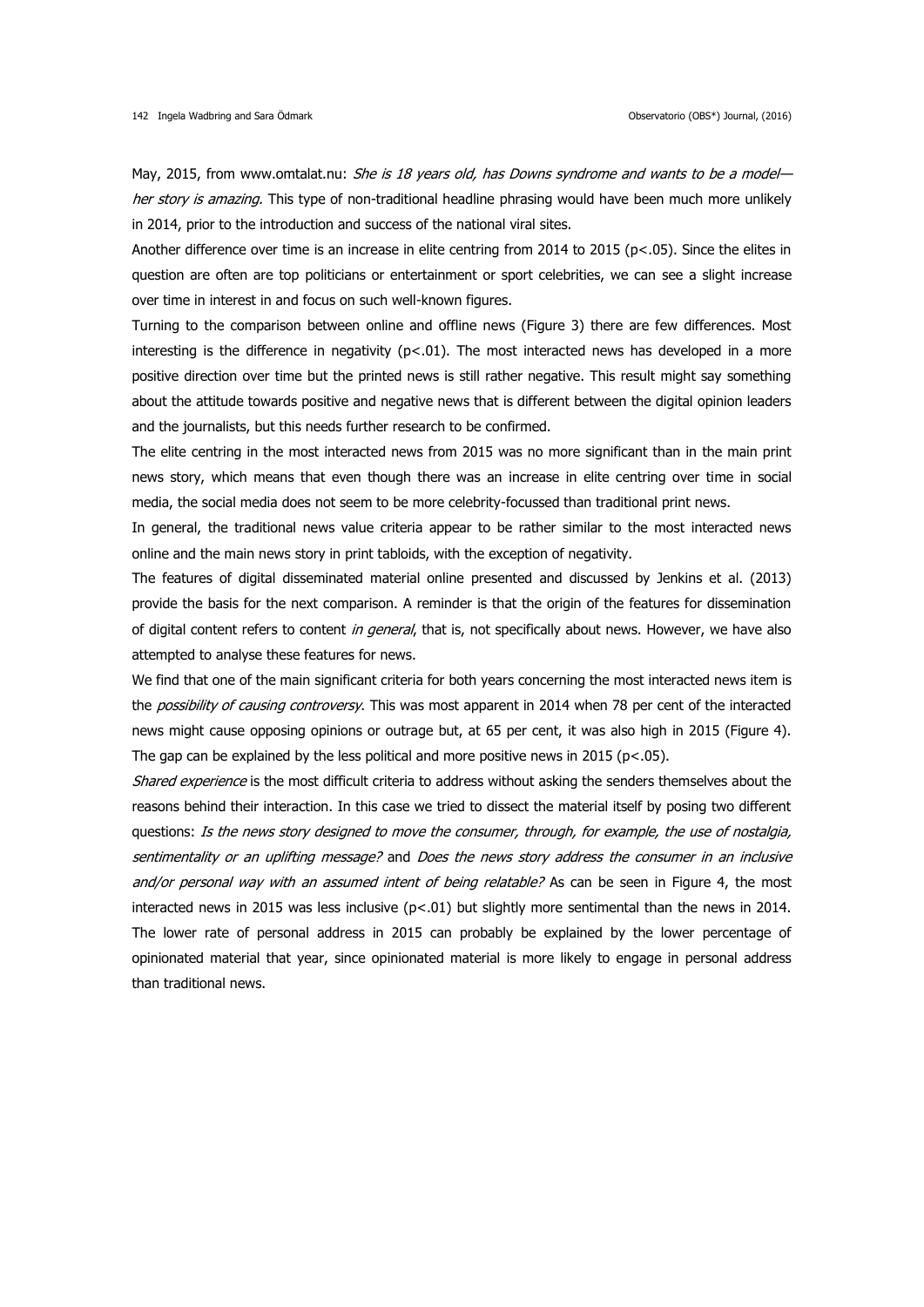May, 2015, from www.omtalat.nu: *She is 18 years old, has Downs syndrome and wants to be a model—her story is amazing.* This type of non-traditional headline phrasing would have been much more unlikely in 2014, prior to the introduction and success of the national viral sites.

Another difference over time is an increase in elite centring from 2014 to 2015 ($p<.05$). Since the elites in question are often are top politicians or entertainment or sport celebrities, we can see a slight increase over time in interest in and focus on such well-known figures.

Turning to the comparison between online and offline news (Figure 3) there are few differences. Most interesting is the difference in negativity ($p<.01$). The most interacted news has developed in a more positive direction over time but the printed news is still rather negative. This result might say something about the attitude towards positive and negative news that is different between the digital opinion leaders and the journalists, but this needs further research to be confirmed.

The elite centring in the most interacted news from 2015 was no more significant than in the main print news story, which means that even though there was an increase in elite centring over time in social media, the social media does not seem to be more celebrity-focussed than traditional print news.

In general, the traditional news value criteria appear to be rather similar to the most interacted news online and the main news story in print tabloids, with the exception of negativity.

The features of digital disseminated material online presented and discussed by Jenkins et al. (2013) provide the basis for the next comparison. A reminder is that the origin of the features for dissemination of digital content refers to content *in general*, that is, not specifically about news. However, we have also attempted to analyse these features for news.

We find that one of the main significant criteria for both years concerning the most interacted news item is the *possibility of causing controversy*. This was most apparent in 2014 when 78 per cent of the interacted news might cause opposing opinions or outrage but, at 65 per cent, it was also high in 2015 (Figure 4). The gap can be explained by the less political and more positive news in 2015 ($p<.05$).

*Shared experience* is the most difficult criteria to address without asking the senders themselves about the reasons behind their interaction. In this case we tried to dissect the material itself by posing two different questions: *Is the news story designed to move the consumer, through, for example, the use of nostalgia, sentimentality or an uplifting message?* and *Does the news story address the consumer in an inclusive and/or personal way with an assumed intent of being relatable?* As can be seen in Figure 4, the most interacted news in 2015 was less inclusive ($p<.01$) but slightly more sentimental than the news in 2014. The lower rate of personal address in 2015 can probably be explained by the lower percentage of opinionated material that year, since opinionated material is more likely to engage in personal address than traditional news.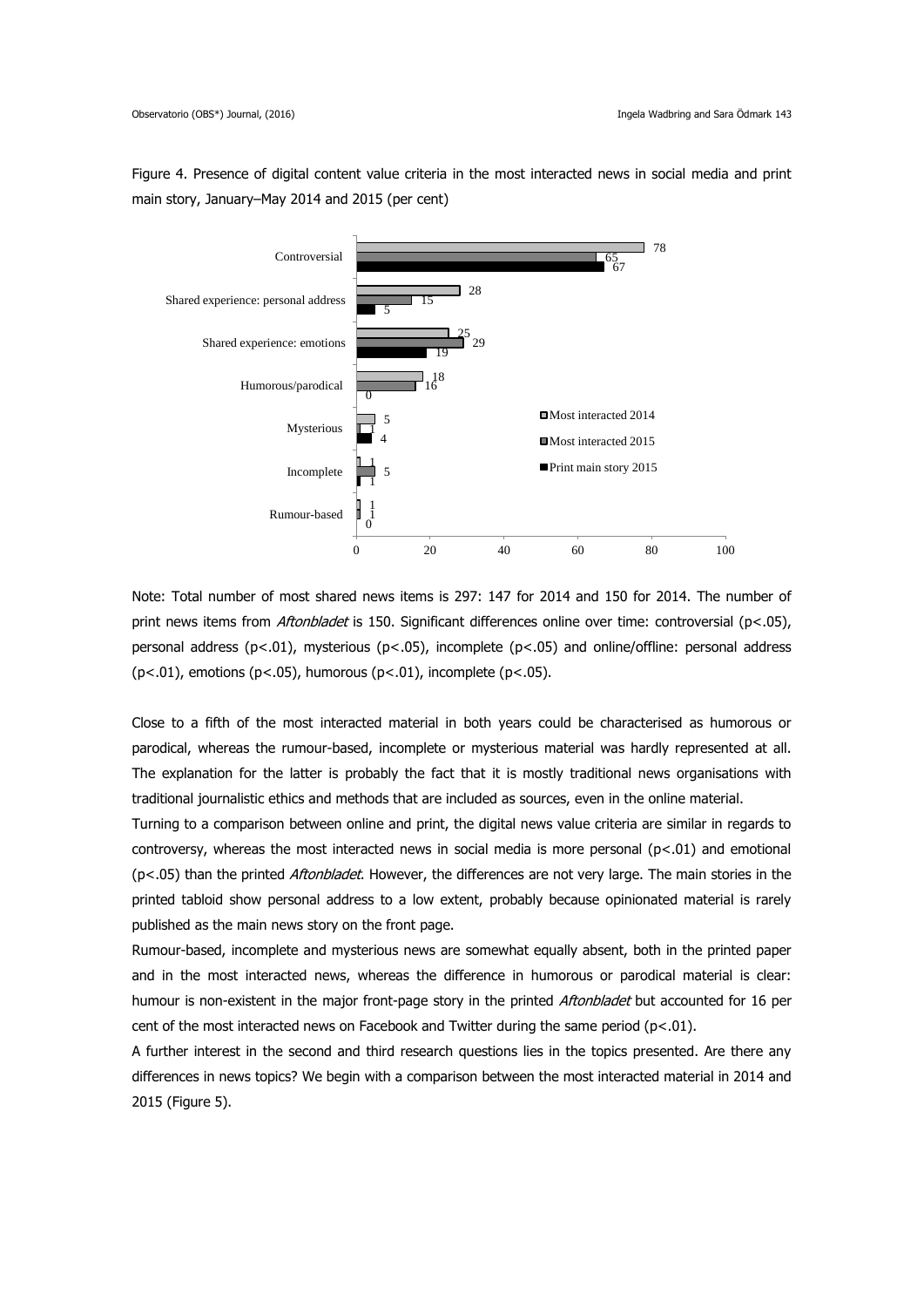Figure 4. Presence of digital content value criteria in the most interacted news in social media and print main story, January–May 2014 and 2015 (per cent)

| | Most interacted 2014 | Most interacted 2015 | Print main story 2015 |
|---|---|---|---|
| Controversial | 78 | 65 | 67 |
| Shared experience: personal address | 28 | 15 | 5 |
| Shared experience: emotions | 25 | 29 | 19 |
| Humorous/parodical | 18 | 16 | 0 |
| Mysterious | 5 | 1 | 4 |
| Incomplete | 1 | 5 | 1 |
| Rumour-based | 1 | 1 | 0 |

Note: Total number of most shared news items is 297: 147 for 2014 and 150 for 2014. The number of print news items from *Aftonbladet* is 150. Significant differences online over time: controversial ($p<.05$), personal address ($p<.01$), mysterious ($p<.05$), incomplete ($p<.05$) and online/offline: personal address ($p<.01$), emotions ($p<.05$), humorous ($p<.01$), incomplete ($p<.05$).

Close to a fifth of the most interacted material in both years could be characterised as humorous or parodical, whereas the rumour-based, incomplete or mysterious material was hardly represented at all. The explanation for the latter is probably the fact that it is mostly traditional news organisations with traditional journalistic ethics and methods that are included as sources, even in the online material.

Turning to a comparison between online and print, the digital news value criteria are similar in regards to controversy, whereas the most interacted news in social media is more personal ($p<.01$) and emotional ($p<.05$) than the printed *Aftonbladet*. However, the differences are not very large. The main stories in the printed tabloid show personal address to a low extent, probably because opinionated material is rarely published as the main news story on the front page.

Rumour-based, incomplete and mysterious news are somewhat equally absent, both in the printed paper and in the most interacted news, whereas the difference in humorous or parodical material is clear: humour is non-existent in the major front-page story in the printed *Aftonbladet* but accounted for 16 per cent of the most interacted news on Facebook and Twitter during the same period ($p<.01$).

A further interest in the second and third research questions lies in the topics presented. Are there any differences in news topics? We begin with a comparison between the most interacted material in 2014 and 2015 (Figure 5).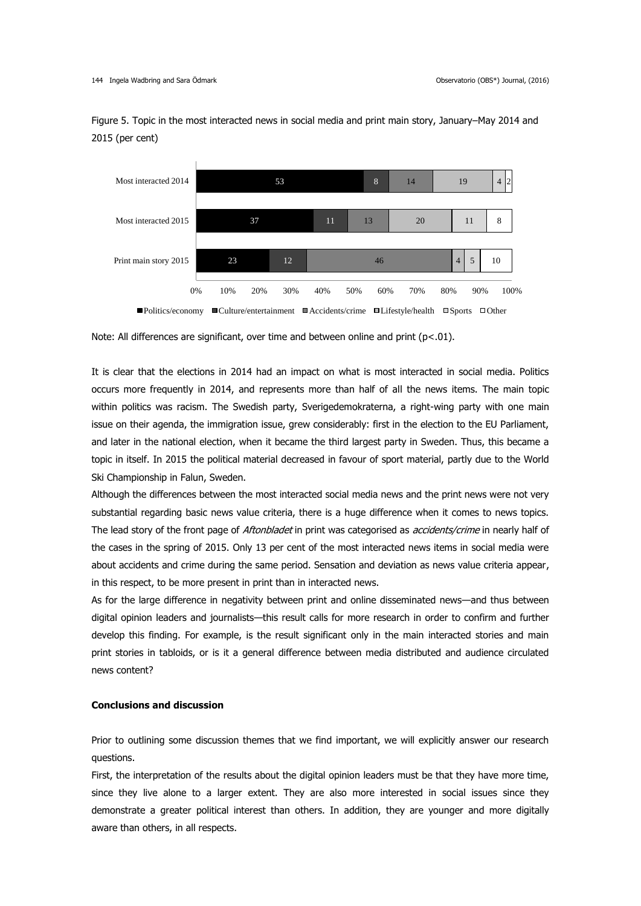Figure 5. Topic in the most interacted news in social media and print main story, January–May 2014 and 2015 (per cent)

| | Politics/economy | Culture/entertainment | Accidents/crime | Lifestyle/health | Sports | Other |
|---|---|---|---|---|---|---|
| Most interacted 2014 | 53 | 8 | 14 | 19 | 4 | 2 |
| Most interacted 2015 | 37 | 11 | 13 | 20 | 11 | 8 |
| Print main story 2015 | 23 | 12 | 46 | 4 | 5 | 10 |

Note: All differences are significant, over time and between online and print ($p<.01$).

It is clear that the elections in 2014 had an impact on what is most interacted in social media. Politics occurs more frequently in 2014, and represents more than half of all the news items. The main topic within politics was racism. The Swedish party, Sverigedemokraterna, a right-wing party with one main issue on their agenda, the immigration issue, grew considerably: first in the election to the EU Parliament, and later in the national election, when it became the third largest party in Sweden. Thus, this became a topic in itself. In 2015 the political material decreased in favour of sport material, partly due to the World Ski Championship in Falun, Sweden.

Although the differences between the most interacted social media news and the print news were not very substantial regarding basic news value criteria, there is a huge difference when it comes to news topics. The lead story of the front page of *Aftonbladet* in print was categorised as *accidents/crime* in nearly half of the cases in the spring of 2015. Only 13 per cent of the most interacted news items in social media were about accidents and crime during the same period. Sensation and deviation as news value criteria appear, in this respect, to be more present in print than in interacted news.

As for the large difference in negativity between print and online disseminated news—and thus between digital opinion leaders and journalists—this result calls for more research in order to confirm and further develop this finding. For example, is the result significant only in the main interacted stories and main print stories in tabloids, or is it a general difference between media distributed and audience circulated news content?

**Conclusions and discussion**

Prior to outlining some discussion themes that we find important, we will explicitly answer our research questions.

First, the interpretation of the results about the digital opinion leaders must be that they have more time, since they live alone to a larger extent. They are also more interested in social issues since they demonstrate a greater political interest than others. In addition, they are younger and more digitally aware than others, in all respects.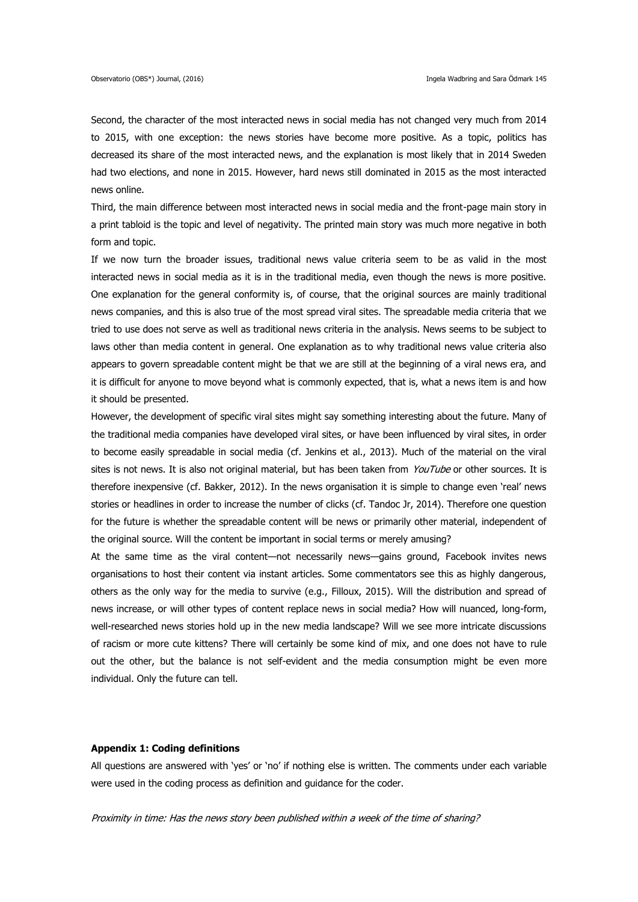Second, the character of the most interacted news in social media has not changed very much from 2014 to 2015, with one exception: the news stories have become more positive. As a topic, politics has decreased its share of the most interacted news, and the explanation is most likely that in 2014 Sweden had two elections, and none in 2015. However, hard news still dominated in 2015 as the most interacted news online.

Third, the main difference between most interacted news in social media and the front-page main story in a print tabloid is the topic and level of negativity. The printed main story was much more negative in both form and topic.

If we now turn the broader issues, traditional news value criteria seem to be as valid in the most interacted news in social media as it is in the traditional media, even though the news is more positive. One explanation for the general conformity is, of course, that the original sources are mainly traditional news companies, and this is also true of the most spread viral sites. The spreadable media criteria that we tried to use does not serve as well as traditional news criteria in the analysis. News seems to be subject to laws other than media content in general. One explanation as to why traditional news value criteria also appears to govern spreadable content might be that we are still at the beginning of a viral news era, and it is difficult for anyone to move beyond what is commonly expected, that is, what a news item is and how it should be presented.

However, the development of specific viral sites might say something interesting about the future. Many of the traditional media companies have developed viral sites, or have been influenced by viral sites, in order to become easily spreadable in social media (cf. Jenkins et al., 2013). Much of the material on the viral sites is not news. It is also not original material, but has been taken from *YouTube* or other sources. It is therefore inexpensive (cf. Bakker, 2012). In the news organisation it is simple to change even 'real' news stories or headlines in order to increase the number of clicks (cf. Tandoc Jr, 2014). Therefore one question for the future is whether the spreadable content will be news or primarily other material, independent of the original source. Will the content be important in social terms or merely amusing?

At the same time as the viral content—not necessarily news—gains ground, Facebook invites news organisations to host their content via instant articles. Some commentators see this as highly dangerous, others as the only way for the media to survive (e.g., Filloux, 2015). Will the distribution and spread of news increase, or will other types of content replace news in social media? How will nuanced, long-form, well-researched news stories hold up in the new media landscape? Will we see more intricate discussions of racism or more cute kittens? There will certainly be some kind of mix, and one does not have to rule out the other, but the balance is not self-evident and the media consumption might be even more individual. Only the future can tell.

### Appendix 1: Coding definitions

All questions are answered with 'yes' or 'no' if nothing else is written. The comments under each variable were used in the coding process as definition and guidance for the coder.

*Proximity in time: Has the news story been published within a week of the time of sharing?*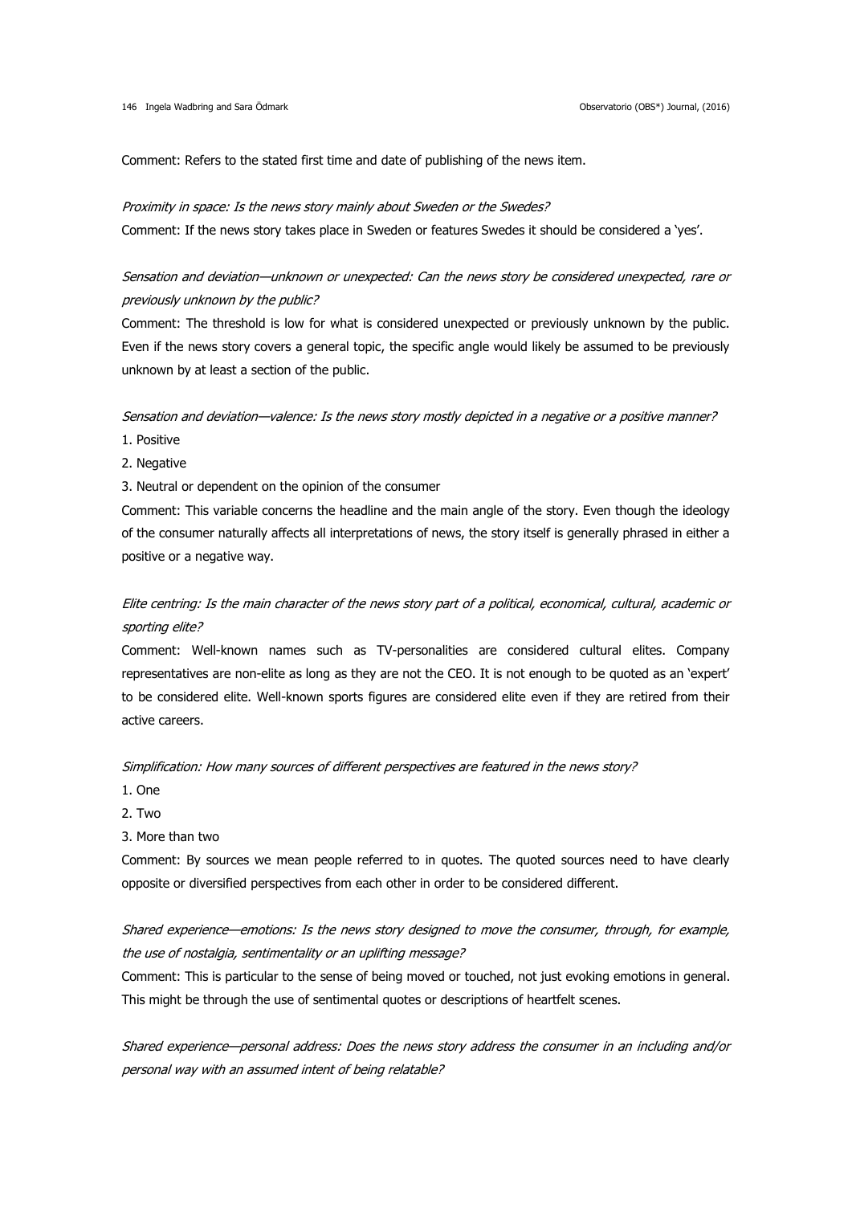Comment: Refers to the stated first time and date of publishing of the news item.

*Proximity in space: Is the news story mainly about Sweden or the Swedes?*

Comment: If the news story takes place in Sweden or features Swedes it should be considered a 'yes'.

*Sensation and deviation—unknown or unexpected: Can the news story be considered unexpected, rare or previously unknown by the public?*

Comment: The threshold is low for what is considered unexpected or previously unknown by the public. Even if the news story covers a general topic, the specific angle would likely be assumed to be previously unknown by at least a section of the public.

*Sensation and deviation—valence: Is the news story mostly depicted in a negative or a positive manner?*

1. Positive
2. Negative
3. Neutral or dependent on the opinion of the consumer

Comment: This variable concerns the headline and the main angle of the story. Even though the ideology of the consumer naturally affects all interpretations of news, the story itself is generally phrased in either a positive or a negative way.

*Elite centring: Is the main character of the news story part of a political, economical, cultural, academic or sporting elite?*

Comment: Well-known names such as TV-personalities are considered cultural elites. Company representatives are non-elite as long as they are not the CEO. It is not enough to be quoted as an 'expert' to be considered elite. Well-known sports figures are considered elite even if they are retired from their active careers.

*Simplification: How many sources of different perspectives are featured in the news story?*

1. One
2. Two
3. More than two

Comment: By sources we mean people referred to in quotes. The quoted sources need to have clearly opposite or diversified perspectives from each other in order to be considered different.

*Shared experience—emotions: Is the news story designed to move the consumer, through, for example, the use of nostalgia, sentimentality or an uplifting message?*

Comment: This is particular to the sense of being moved or touched, not just evoking emotions in general. This might be through the use of sentimental quotes or descriptions of heartfelt scenes.

*Shared experience—personal address: Does the news story address the consumer in an including and/or personal way with an assumed intent of being relatable?*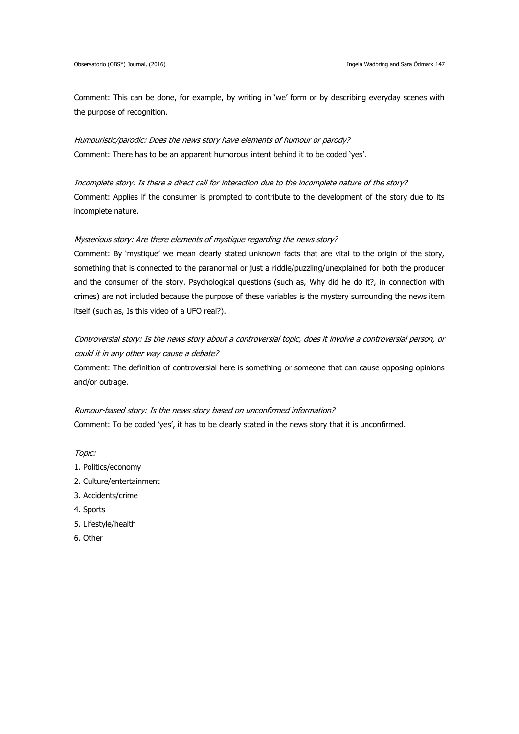Comment: This can be done, for example, by writing in 'we' form or by describing everyday scenes with the purpose of recognition.

*Humouristic/parodic: Does the news story have elements of humour or parody?*
Comment: There has to be an apparent humorous intent behind it to be coded 'yes'.

*Incomplete story: Is there a direct call for interaction due to the incomplete nature of the story?*
Comment: Applies if the consumer is prompted to contribute to the development of the story due to its incomplete nature.

*Mysterious story: Are there elements of mystique regarding the news story?*
Comment: By 'mystique' we mean clearly stated unknown facts that are vital to the origin of the story, something that is connected to the paranormal or just a riddle/puzzling/unexplained for both the producer and the consumer of the story. Psychological questions (such as, Why did he do it?, in connection with crimes) are not included because the purpose of these variables is the mystery surrounding the news item itself (such as, Is this video of a UFO real?).

*Controversial story: Is the news story about a controversial topic, does it involve a controversial person, or could it in any other way cause a debate?*
Comment: The definition of controversial here is something or someone that can cause opposing opinions and/or outrage.

*Rumour-based story: Is the news story based on unconfirmed information?*
Comment: To be coded 'yes', it has to be clearly stated in the news story that it is unconfirmed.

*Topic:*

1. Politics/economy
2. Culture/entertainment
3. Accidents/crime
4. Sports
5. Lifestyle/health
6. Other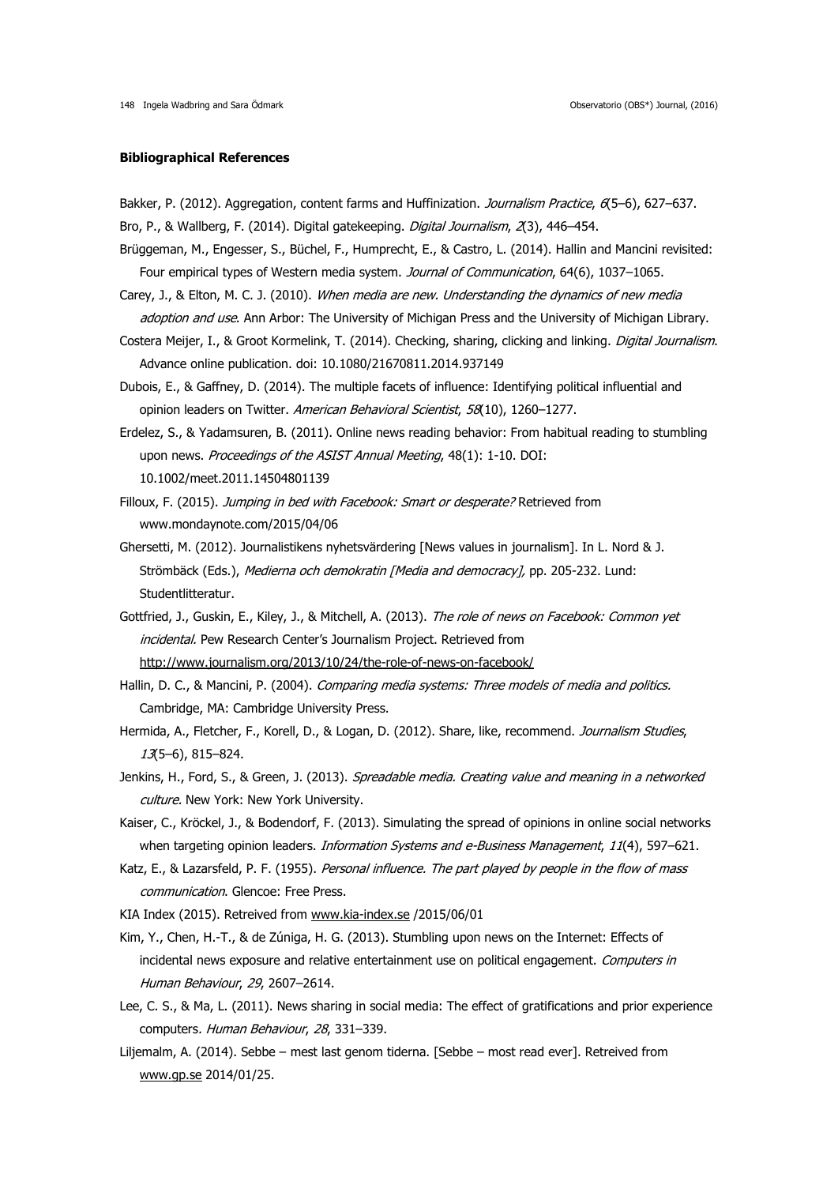#### Bibliographical References

Bakker, P. (2012). Aggregation, content farms and Huffinization. *Journalism Practice*, *6*(5–6), 627–637.

Bro, P., & Wallberg, F. (2014). Digital gatekeeping. *Digital Journalism*, *2*(3), 446–454.

Brüggeman, M., Engesser, S., Büchel, F., Humprecht, E., & Castro, L. (2014). Hallin and Mancini revisited: Four empirical types of Western media system. *Journal of Communication*, 64(6), 1037–1065.

Carey, J., & Elton, M. C. J. (2010). *When media are new. Understanding the dynamics of new media adoption and use*. Ann Arbor: The University of Michigan Press and the University of Michigan Library.

Costera Meijer, I., & Groot Kormelink, T. (2014). Checking, sharing, clicking and linking. *Digital Journalism*. Advance online publication. doi: 10.1080/21670811.2014.937149

Dubois, E., & Gaffney, D. (2014). The multiple facets of influence: Identifying political influential and opinion leaders on Twitter. *American Behavioral Scientist*, *58*(10), 1260–1277.

Erdelez, S., & Yadamsuren, B. (2011). Online news reading behavior: From habitual reading to stumbling upon news. *Proceedings of the ASIST Annual Meeting*, 48(1): 1-10. DOI: 10.1002/meet.2011.14504801139

Filloux, F. (2015). *Jumping in bed with Facebook: Smart or desperate?* Retrieved from www.mondaynote.com/2015/04/06

Ghersetti, M. (2012). Journalistikens nyhetsvärdering [News values in journalism]. In L. Nord & J. Strömbäck (Eds.), *Medierna och demokratin [Media and democracy]*, pp. 205-232. Lund: Studentlitteratur.

Gottfried, J., Guskin, E., Kiley, J., & Mitchell, A. (2013). *The role of news on Facebook: Common yet incidental.* Pew Research Center's Journalism Project. Retrieved from http://www.journalism.org/2013/10/24/the-role-of-news-on-facebook/

Hallin, D. C., & Mancini, P. (2004). *Comparing media systems: Three models of media and politics.* Cambridge, MA: Cambridge University Press.

Hermida, A., Fletcher, F., Korell, D., & Logan, D. (2012). Share, like, recommend. *Journalism Studies*, *13*(5–6), 815–824.

Jenkins, H., Ford, S., & Green, J. (2013). *Spreadable media. Creating value and meaning in a networked culture.* New York: New York University.

Kaiser, C., Kröckel, J., & Bodendorf, F. (2013). Simulating the spread of opinions in online social networks when targeting opinion leaders. *Information Systems and e-Business Management*, *11*(4), 597–621.

Katz, E., & Lazarsfeld, P. F. (1955). *Personal influence. The part played by people in the flow of mass communication*. Glencoe: Free Press.

KIA Index (2015). Retreived from www.kia-index.se /2015/06/01

Kim, Y., Chen, H.-T., & de Zúniga, H. G. (2013). Stumbling upon news on the Internet: Effects of incidental news exposure and relative entertainment use on political engagement. *Computers in Human Behaviour*, *29*, 2607–2614.

Lee, C. S., & Ma, L. (2011). News sharing in social media: The effect of gratifications and prior experience computers*. Human Behaviour*, *28*, 331–339.

Liljemalm, A. (2014). Sebbe – mest last genom tiderna. [Sebbe – most read ever]. Retreived from www.gp.se 2014/01/25.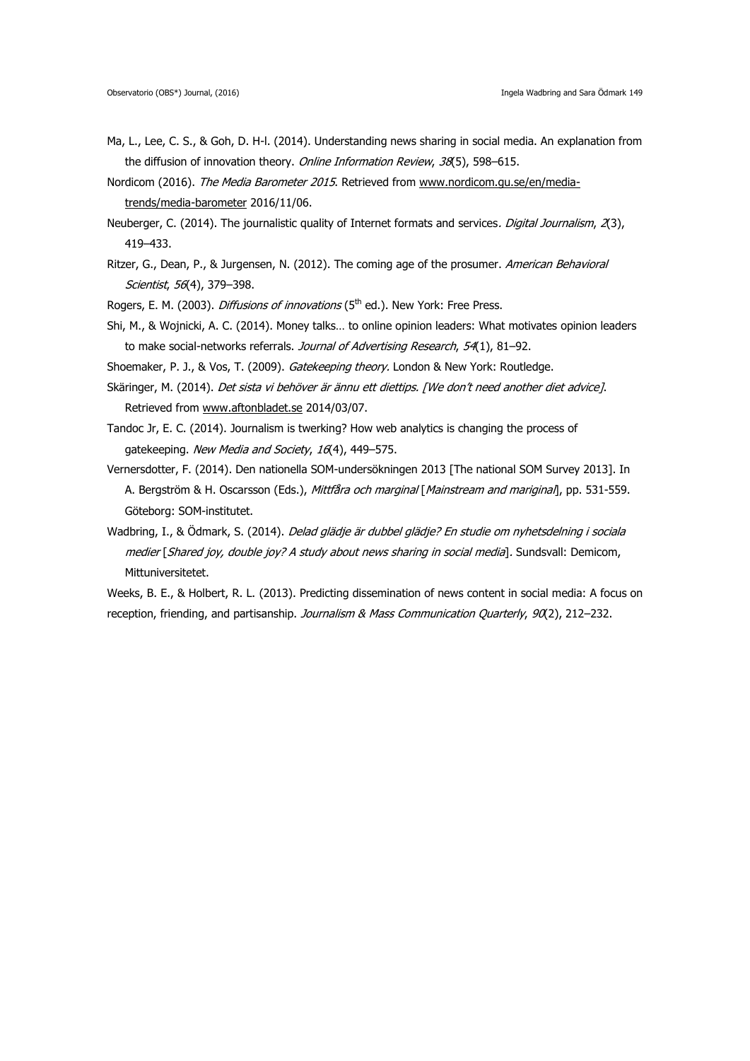Ma, L., Lee, C. S., & Goh, D. H-l. (2014). Understanding news sharing in social media. An explanation from the diffusion of innovation theory. *Online Information Review*, *38*(5), 598–615.

Nordicom (2016). *The Media Barometer 2015*. Retrieved from www.nordicom.gu.se/en/media-trends/media-barometer 2016/11/06.

Neuberger, C. (2014). The journalistic quality of Internet formats and services*. Digital Journalism*, *2*(3), 419–433.

Ritzer, G., Dean, P., & Jurgensen, N. (2012). The coming age of the prosumer. *American Behavioral Scientist*, *56*(4), 379–398.

Rogers, E. M. (2003). *Diffusions of innovations* (5th ed.). New York: Free Press.

Shi, M., & Wojnicki, A. C. (2014). Money talks… to online opinion leaders: What motivates opinion leaders to make social-networks referrals. *Journal of Advertising Research*, *54*(1), 81–92.

Shoemaker, P. J., & Vos, T. (2009). *Gatekeeping theory.* London & New York: Routledge.

Skäringer, M. (2014). *Det sista vi behöver är ännu ett diettips. [We don't need another diet advice]*. Retrieved from www.aftonbladet.se 2014/03/07.

Tandoc Jr, E. C. (2014). Journalism is twerking? How web analytics is changing the process of gatekeeping. *New Media and Society*, *16*(4), 449–575.

Vernersdotter, F. (2014). Den nationella SOM-undersökningen 2013 [The national SOM Survey 2013]. In A. Bergström & H. Oscarsson (Eds.), *Mittfåra och marginal* [*Mainstream and mariginal*], pp. 531-559. Göteborg: SOM-institutet.

Wadbring, I., & Ödmark, S. (2014). *Delad glädje är dubbel glädje? En studie om nyhetsdelning i sociala medier* [*Shared joy, double joy? A study about news sharing in social media*]. Sundsvall: Demicom, Mittuniversitetet.

Weeks, B. E., & Holbert, R. L. (2013). Predicting dissemination of news content in social media: A focus on reception, friending, and partisanship. *Journalism & Mass Communication Quarterly*, *90*(2), 212–232.